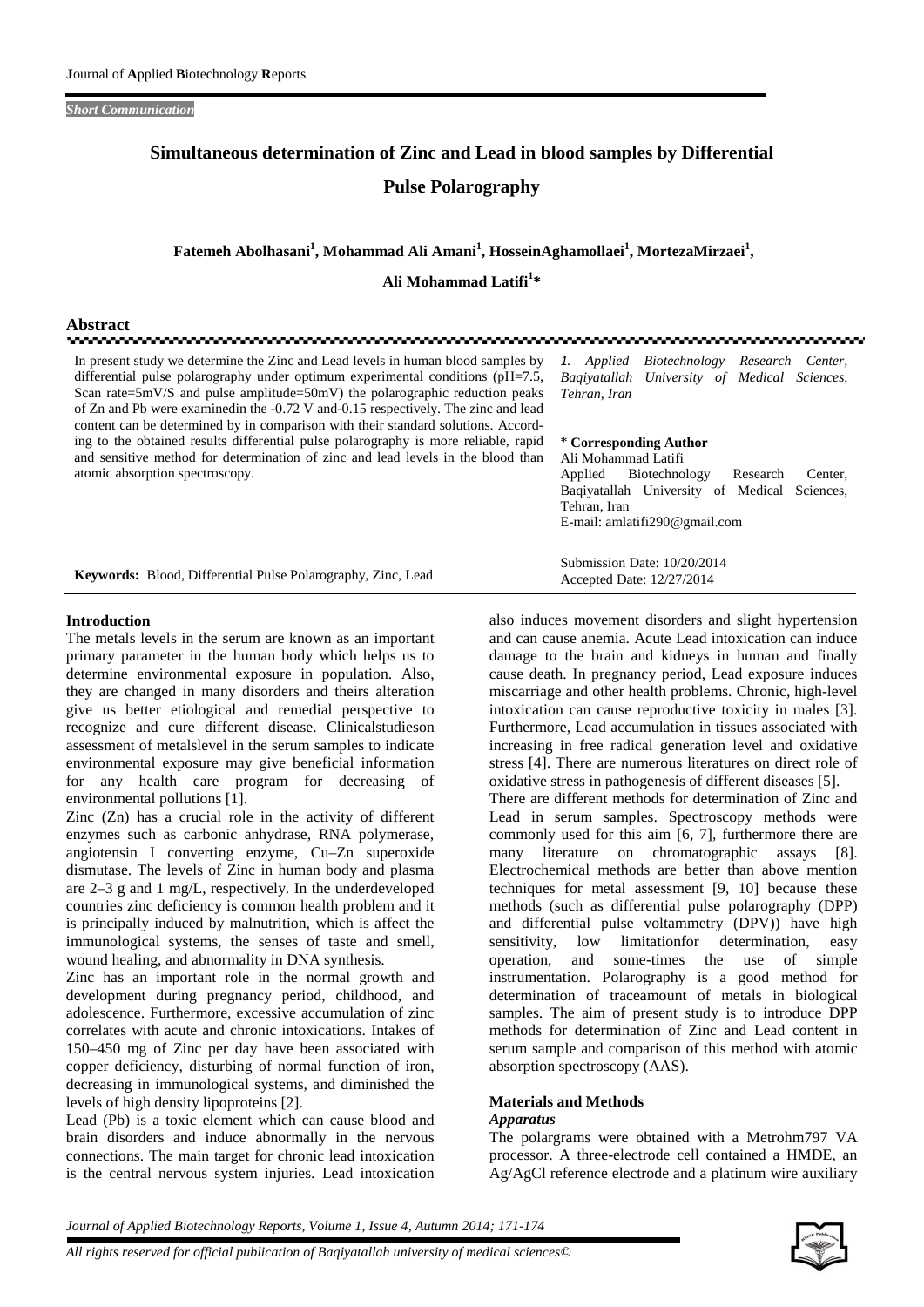*Short Communication*

# Simultaneous determination of Zinc and Lead in blood samples by Differential Pulse Polarography

**Fatemeh Abolhasani[1], Mohammad Ali Amani[1], HosseinAghamollaei[1], MortezaMirzaei[1], Ali Mohammad Latifi[1]\***

## Abstract

In present study we determine the Zinc and Lead levels in human blood samples by differential pulse polarography under optimum experimental conditions (pH=7.5, Scan rate=5mV/S and pulse amplitude=50mV) the polarographic reduction peaks of Zn and Pb were examinedin the -0.72 V and-0.15 respectively. The zinc and lead content can be determined by in comparison with their standard solutions. According to the obtained results differential pulse polarography is more reliable, rapid and sensitive method for determination of zinc and lead levels in the blood than atomic absorption spectroscopy.

**Keywords:** Blood, Differential Pulse Polarography, Zinc, Lead

*1. Applied Biotechnology Research Center, Baqiyatallah University of Medical Sciences, Tehran, Iran*

\* **Corresponding Author**
Ali Mohammad Latifi
Applied Biotechnology Research Center, Baqiyatallah University of Medical Sciences, Tehran, Iran
E-mail: amlatifi290@gmail.com

Submission Date: 10/20/2014
Accepted Date: 12/27/2014

## Introduction

The metals levels in the serum are known as an important primary parameter in the human body which helps us to determine environmental exposure in population. Also, they are changed in many disorders and theirs alteration give us better etiological and remedial perspective to recognize and cure different disease. Clinicalstudieson assessment of metalslevel in the serum samples to indicate environmental exposure may give beneficial information for any health care program for decreasing of environmental pollutions [1].

Zinc (Zn) has a crucial role in the activity of different enzymes such as carbonic anhydrase, RNA polymerase, angiotensin I converting enzyme, Cu–Zn superoxide dismutase. The levels of Zinc in human body and plasma are 2–3 g and 1 mg/L, respectively. In the underdeveloped countries zinc deficiency is common health problem and it is principally induced by malnutrition, which is affect the immunological systems, the senses of taste and smell, wound healing, and abnormality in DNA synthesis.

Zinc has an important role in the normal growth and development during pregnancy period, childhood, and adolescence. Furthermore, excessive accumulation of zinc correlates with acute and chronic intoxications. Intakes of 150–450 mg of Zinc per day have been associated with copper deficiency, disturbing of normal function of iron, decreasing in immunological systems, and diminished the levels of high density lipoproteins [2].

Lead (Pb) is a toxic element which can cause blood and brain disorders and induce abnormally in the nervous connections. The main target for chronic lead intoxication is the central nervous system injuries. Lead intoxication also induces movement disorders and slight hypertension and can cause anemia. Acute Lead intoxication can induce damage to the brain and kidneys in human and finally cause death. In pregnancy period, Lead exposure induces miscarriage and other health problems. Chronic, high-level intoxication can cause reproductive toxicity in males [3]. Furthermore, Lead accumulation in tissues associated with increasing in free radical generation level and oxidative stress [4]. There are numerous literatures on direct role of oxidative stress in pathogenesis of different diseases [5].

There are different methods for determination of Zinc and Lead in serum samples. Spectroscopy methods were commonly used for this aim [6, 7], furthermore there are many literature on chromatographic assays [8]. Electrochemical methods are better than above mention techniques for metal assessment [9, 10] because these methods (such as differential pulse polarography (DPP) and differential pulse voltammetry (DPV)) have high sensitivity, low limitationfor determination, easy operation, and some-times the use of simple instrumentation. Polarography is a good method for determination of traceamount of metals in biological samples. The aim of present study is to introduce DPP methods for determination of Zinc and Lead content in serum sample and comparison of this method with atomic absorption spectroscopy (AAS).

## Materials and Methods

### *Apparatus*

The polargrams were obtained with a Metrohm797 VA processor. A three-electrode cell contained a HMDE, an Ag/AgCl reference electrode and a platinum wire auxiliary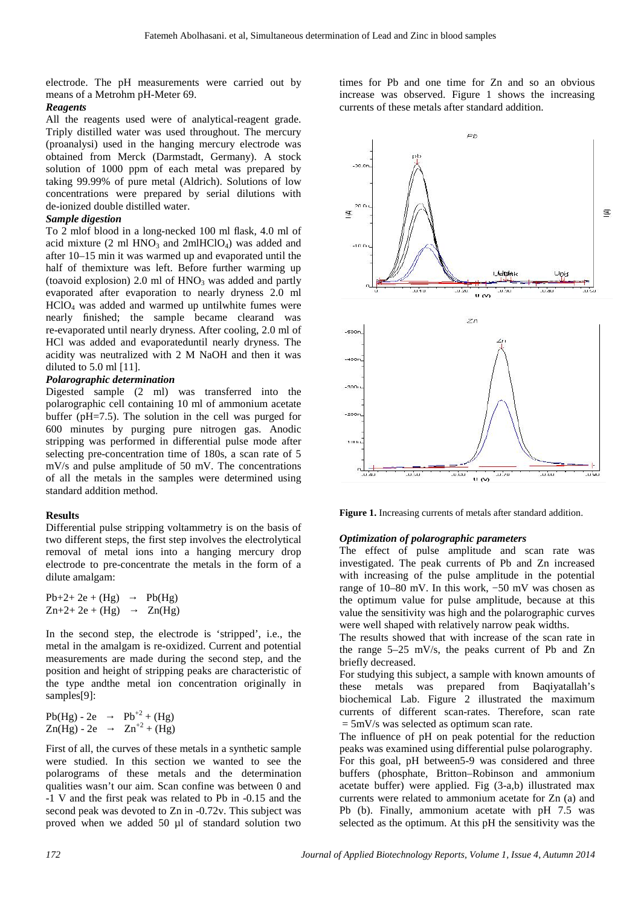electrode. The pH measurements were carried out by means of a Metrohm pH-Meter 69.

***Reagents***

All the reagents used were of analytical-reagent grade. Triply distilled water was used throughout. The mercury (proanalysi) used in the hanging mercury electrode was obtained from Merck (Darmstadt, Germany). A stock solution of 1000 ppm of each metal was prepared by taking 99.99% of pure metal (Aldrich). Solutions of low concentrations were prepared by serial dilutions with de-ionized double distilled water.

***Sample digestion***

To 2 mlof blood in a long-necked 100 ml flask, 4.0 ml of acid mixture (2 ml $HNO_3$ and 2ml$HClO_4$) was added and after 10–15 min it was warmed up and evaporated until the half of themixture was left. Before further warming up (toavoid explosion) 2.0 ml of $HNO_3$ was added and partly evaporated after evaporation to nearly dryness 2.0 ml $HClO_4$ was added and warmed up untilwhite fumes were nearly finished; the sample became clearand was re-evaporated until nearly dryness. After cooling, 2.0 ml of HCl was added and evaporateduntil nearly dryness. The acidity was neutralized with 2 M NaOH and then it was diluted to 5.0 ml [11].

***Polarographic determination***

Digested sample (2 ml) was transferred into the polarographic cell containing 10 ml of ammonium acetate buffer (pH=7.5). The solution in the cell was purged for 600 minutes by purging pure nitrogen gas. Anodic stripping was performed in differential pulse mode after selecting pre-concentration time of 180s, a scan rate of 5 mV/s and pulse amplitude of 50 mV. The concentrations of all the metals in the samples were determined using standard addition method.

**Results**

Differential pulse stripping voltammetry is on the basis of two different steps, the first step involves the electrolytical removal of metal ions into a hanging mercury drop electrode to pre-concentrate the metals in the form of a dilute amalgam:

$$Pb^{+2} + 2e + (Hg) \rightarrow Pb(Hg)$$
$$Zn^{+2} + 2e + (Hg) \rightarrow Zn(Hg)$$

In the second step, the electrode is 'stripped', i.e., the metal in the amalgam is re-oxidized. Current and potential measurements are made during the second step, and the position and height of stripping peaks are characteristic of the type andthe metal ion concentration originally in samples[9]:

$$Pb(Hg) - 2e \rightarrow Pb^{+2} + (Hg)$$
$$Zn(Hg) - 2e \rightarrow Zn^{+2} + (Hg)$$

First of all, the curves of these metals in a synthetic sample were studied. In this section we wanted to see the polarograms of these metals and the determination qualities wasn't our aim. Scan confine was between 0 and -1 V and the first peak was related to Pb in -0.15 and the second peak was devoted to Zn in -0.72v. This subject was proved when we added 50 µl of standard solution two times for Pb and one time for Zn and so an obvious increase was observed. Figure 1 shows the increasing currents of these metals after standard addition.

**Figure 1.** Increasing currents of metals after standard addition.

***Optimization of polarographic parameters***

The effect of pulse amplitude and scan rate was investigated. The peak currents of Pb and Zn increased with increasing of the pulse amplitude in the potential range of 10–80 mV. In this work, −50 mV was chosen as the optimum value for pulse amplitude, because at this value the sensitivity was high and the polarographic curves were well shaped with relatively narrow peak widths.

The results showed that with increase of the scan rate in the range 5–25 mV/s, the peaks current of Pb and Zn briefly decreased.

For studying this subject, a sample with known amounts of these metals was prepared from Baqiyatallah's biochemical Lab. Figure 2 illustrated the maximum currents of different scan-rates. Therefore, scan rate = 5mV/s was selected as optimum scan rate.

The influence of pH on peak potential for the reduction peaks was examined using differential pulse polarography. For this goal, pH between5-9 was considered and three buffers (phosphate, Britton–Robinson and ammonium acetate buffer) were applied. Fig (3-a,b) illustrated max currents were related to ammonium acetate for Zn (a) and Pb (b). Finally, ammonium acetate with pH 7.5 was selected as the optimum. At this pH the sensitivity was the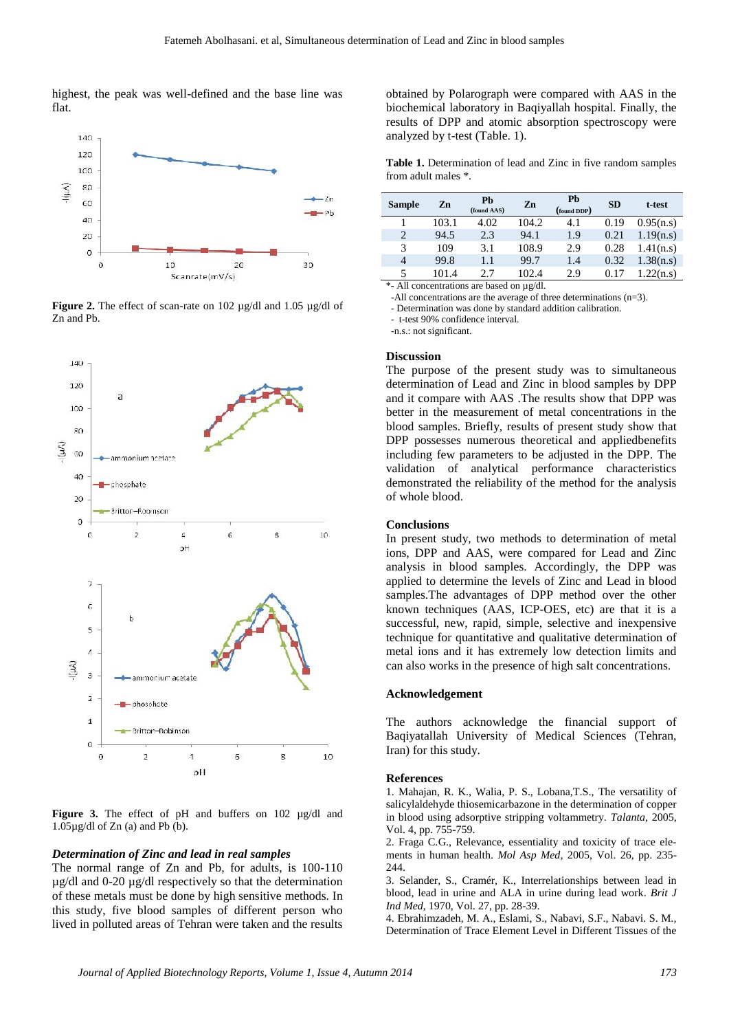highest, the peak was well-defined and the base line was flat.

**Figure 2.** The effect of scan-rate on 102 µg/dl and 1.05 µg/dl of Zn and Pb.

**Figure 3.** The effect of pH and buffers on 102 µg/dl and 1.05µg/dl of Zn (a) and Pb (b).

### *Determination of Zinc and lead in real samples*

The normal range of Zn and Pb, for adults, is 100-110 µg/dl and 0-20 µg/dl respectively so that the determination of these metals must be done by high sensitive methods. In this study, five blood samples of different person who lived in polluted areas of Tehran were taken and the results obtained by Polarograph were compared with AAS in the biochemical laboratory in Baqiyallah hospital. Finally, the results of DPP and atomic absorption spectroscopy were analyzed by t-test (Table. 1).

**Table 1.** Determination of lead and Zinc in five random samples from adult males *.

| Sample | Zn | Pb (found AAS) | Zn | Pb (found DDP) | SD | t-test |
|---|---|---|---|---|---|---|
| 1 | 103.1 | 4.02 | 104.2 | 4.1 | 0.19 | 0.95(n.s) |
| 2 | 94.5 | 2.3 | 94.1 | 1.9 | 0.21 | 1.19(n.s) |
| 3 | 109 | 3.1 | 108.9 | 2.9 | 0.28 | 1.41(n.s) |
| 4 | 99.8 | 1.1 | 99.7 | 1.4 | 0.32 | 1.38(n.s) |
| 5 | 101.4 | 2.7 | 102.4 | 2.9 | 0.17 | 1.22(n.s) |

*- All concentrations are based on µg/dl.
-All concentrations are the average of three determinations (n=3).
- Determination was done by standard addition calibration.
- t-test 90% confidence interval.
-n.s.: not significant.

## Discussion

The purpose of the present study was to simultaneous determination of Lead and Zinc in blood samples by DPP and it compare with AAS .The results show that DPP was better in the measurement of metal concentrations in the blood samples. Briefly, results of present study show that DPP possesses numerous theoretical and appliedbenefits including few parameters to be adjusted in the DPP. The validation of analytical performance characteristics demonstrated the reliability of the method for the analysis of whole blood.

## Conclusions

In present study, two methods to determination of metal ions, DPP and AAS, were compared for Lead and Zinc analysis in blood samples. Accordingly, the DPP was applied to determine the levels of Zinc and Lead in blood samples.The advantages of DPP method over the other known techniques (AAS, ICP-OES, etc) are that it is a successful, new, rapid, simple, selective and inexpensive technique for quantitative and qualitative determination of metal ions and it has extremely low detection limits and can also works in the presence of high salt concentrations.

## Acknowledgement

The authors acknowledge the financial support of Baqiyatallah University of Medical Sciences (Tehran, Iran) for this study.

## References

1. Mahajan, R. K., Walia, P. S., Lobana,T.S., The versatility of salicylaldehyde thiosemicarbazone in the determination of copper in blood using adsorptive stripping voltammetry. *Talanta*, 2005, Vol. 4, pp. 755-759.
2. Fraga C.G., Relevance, essentiality and toxicity of trace elements in human health. *Mol Asp Med*, 2005, Vol. 26, pp. 235-244.
3. Selander, S., Cramér, K., Interrelationships between lead in blood, lead in urine and ALA in urine during lead work. *Brit J Ind Med*, 1970, Vol. 27, pp. 28-39.
4. Ebrahimzadeh, M. A., Eslami, S., Nabavi, S.F., Nabavi. S. M., Determination of Trace Element Level in Different Tissues of the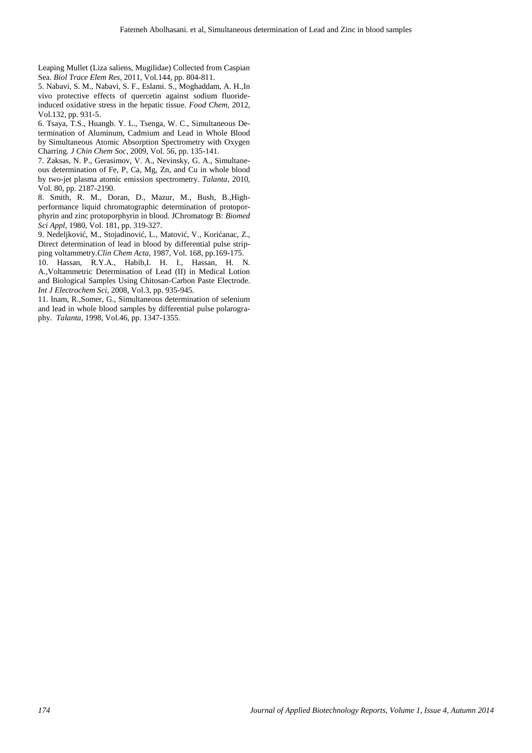Leaping Mullet (Liza saliens, Mugilidae) Collected from Caspian Sea. *Biol Trace Elem Res*, 2011, Vol.144, pp. 804-811.

5. Nabavi, S. M., Nabavi, S. F., Eslami. S., Moghaddam, A. H.,In vivo protective effects of quercetin against sodium fluoride-induced oxidative stress in the hepatic tissue. *Food Chem*, 2012, Vol.132, pp. 931-5.

6. Tsaya, T.S., Huangb. Y. L., Tsenga, W. C., Simultaneous Determination of Aluminum, Cadmium and Lead in Whole Blood by Simultaneous Atomic Absorption Spectrometry with Oxygen Charring. *J Chin Chem Soc*, 2009, Vol. 56, pp. 135-141.

7. Zaksas, N. P., Gerasimov, V. A., Nevinsky, G. A., Simultaneous determination of Fe, P, Ca, Mg, Zn, and Cu in whole blood by two-jet plasma atomic emission spectrometry. *Talanta*, 2010, Vol. 80, pp. 2187-2190.

8. Smith, R. M., Doran, D., Mazur, M., Bush, B.,High-performance liquid chromatographic determination of protoporphyrin and zinc protoporphyrin in blood. JChromatogr B: *Biomed Sci Appl*, 1980, Vol. 181, pp. 319-327.

9. Nedeljković, M., Stojadinović, L., Matović, V., Korićanac, Z., Direct determination of lead in blood by differential pulse stripping voltammetry.*Clin Chem Acta*, 1987, Vol. 168, pp.169-175.

10. Hassan, R.Y.A., Habib,I. H. I., Hassan, H. N. A.,Voltammetric Determination of Lead (II) in Medical Lotion and Biological Samples Using Chitosan-Carbon Paste Electrode. *Int J Electrochem Sci*, 2008, Vol.3, pp. 935-945.

11. Inam, R.,Somer, G., Simultaneous determination of selenium and lead in whole blood samples by differential pulse polarography. *Talanta*, 1998, Vol.46, pp. 1347-1355.